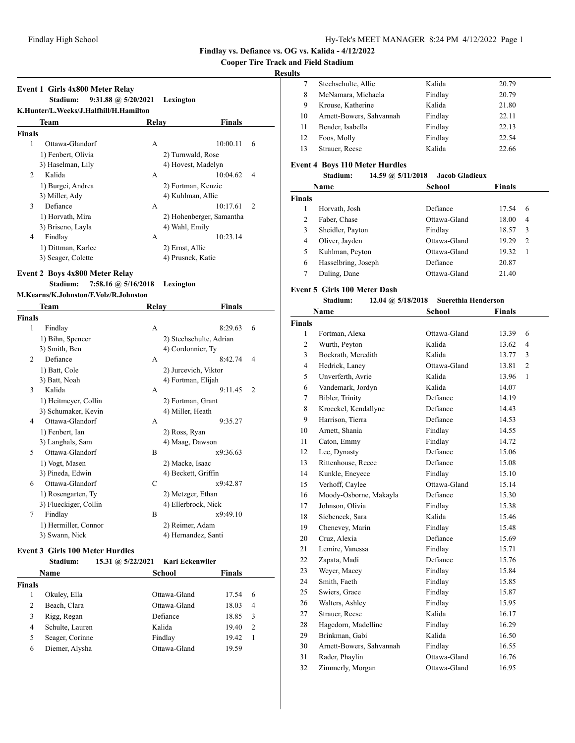**Findlay vs. Defiance vs. OG vs. Kalida - 4/12/2022**

**Cooper Tire Track and Field Stadium**

**Results**

### Event 1 Girls 4x800 Meter Relay

Stadium: 9:31.88 @ 5/20/2021 Lexington
K.Hunter/L.Weeks/J.Halfhill/H.Hamilton

| | Team | Relay | Finals | |
|---|---|---|---|---|
| **Finals** | | | | |
| 1 | Ottawa-Glandorf | A | 10:00.11 | 6 |
| | 1) Fenbert, Olivia | 2) Turnwald, Rose | | |
| | 3) Haselman, Lily | 4) Hovest, Madelyn | | |
| 2 | Kalida | A | 10:04.62 | 4 |
| | 1) Burgei, Andrea | 2) Fortman, Kenzie | | |
| | 3) Miller, Ady | 4) Kuhlman, Allie | | |
| 3 | Defiance | A | 10:17.61 | 2 |
| | 1) Horvath, Mira | 2) Hohenberger, Samantha | | |
| | 3) Briseno, Layla | 4) Wahl, Emily | | |
| 4 | Findlay | A | 10:23.14 | |
| | 1) Dittman, Karlee | 2) Ernst, Allie | | |
| | 3) Seager, Colette | 4) Prusnek, Katie | | |

### Event 2 Boys 4x800 Meter Relay

Stadium: 7:58.16 @ 5/16/2018 Lexington
M.Kearns/K.Johnston/F.Volz/R.Johnston

| | Team | Relay | Finals | |
|---|---|---|---|---|
| **Finals** | | | | |
| 1 | Findlay | A | 8:29.63 | 6 |
| | 1) Bihn, Spencer | 2) Stechschulte, Adrian | | |
| | 3) Smith, Ben | 4) Cordonnier, Ty | | |
| 2 | Defiance | A | 8:42.74 | 4 |
| | 1) Batt, Cole | 2) Jurcevich, Viktor | | |
| | 3) Batt, Noah | 4) Fortman, Elijah | | |
| 3 | Kalida | A | 9:11.45 | 2 |
| | 1) Heitmeyer, Collin | 2) Fortman, Grant | | |
| | 3) Schumaker, Kevin | 4) Miller, Heath | | |
| 4 | Ottawa-Glandorf | A | 9:35.27 | |
| | 1) Fenbert, Ian | 2) Ross, Ryan | | |
| | 3) Langhals, Sam | 4) Maag, Dawson | | |
| 5 | Ottawa-Glandorf | B | x9:36.63 | |
| | 1) Vogt, Masen | 2) Macke, Isaac | | |
| | 3) Pineda, Edwin | 4) Beckett, Griffin | | |
| 6 | Ottawa-Glandorf | C | x9:42.87 | |
| | 1) Rosengarten, Ty | 2) Metzger, Ethan | | |
| | 3) Flueckiger, Collin | 4) Ellerbrock, Nick | | |
| 7 | Findlay | B | x9:49.10 | |
| | 1) Hermiller, Connor | 2) Reimer, Adam | | |
| | 3) Swann, Nick | 4) Hernandez, Santi | | |

### Event 3 Girls 100 Meter Hurdles

Stadium: 15.31 @ 5/22/2021 Kari Eckenwiler

| | Name | School | Finals | |
|---|---|---|---|---|
| **Finals** | | | | |
| 1 | Okuley, Ella | Ottawa-Gland | 17.54 | 6 |
| 2 | Beach, Clara | Ottawa-Gland | 18.03 | 4 |
| 3 | Rigg, Regan | Defiance | 18.85 | 3 |
| 4 | Schulte, Lauren | Kalida | 19.40 | 2 |
| 5 | Seager, Corinne | Findlay | 19.42 | 1 |
| 6 | Diemer, Alysha | Ottawa-Gland | 19.59 | |
| 7 | Stechschulte, Allie | Kalida | 20.79 | |
| 8 | McNamara, Michaela | Findlay | 20.79 | |
| 9 | Krouse, Katherine | Kalida | 21.80 | |
| 10 | Arnett-Bowers, Sahvannah | Findlay | 22.11 | |
| 11 | Bender, Isabella | Findlay | 22.13 | |
| 12 | Foos, Molly | Findlay | 22.54 | |
| 13 | Strauer, Reese | Kalida | 22.66 | |

### Event 4 Boys 110 Meter Hurdles

Stadium: 14.59 @ 5/11/2018 Jacob Gladieux

| | Name | School | Finals | |
|---|---|---|---|---|
| **Finals** | | | | |
| 1 | Horvath, Josh | Defiance | 17.54 | 6 |
| 2 | Faber, Chase | Ottawa-Gland | 18.00 | 4 |
| 3 | Sheidler, Payton | Findlay | 18.57 | 3 |
| 4 | Oliver, Jayden | Ottawa-Gland | 19.29 | 2 |
| 5 | Kuhlman, Peyton | Ottawa-Gland | 19.32 | 1 |
| 6 | Hasselbring, Joseph | Defiance | 20.87 | |
| 7 | Duling, Dane | Ottawa-Gland | 21.40 | |

### Event 5 Girls 100 Meter Dash

Stadium: 12.04 @ 5/18/2018 Suerethia Henderson

| | Name | School | Finals | |
|---|---|---|---|---|
| **Finals** | | | | |
| 1 | Fortman, Alexa | Ottawa-Gland | 13.39 | 6 |
| 2 | Wurth, Peyton | Kalida | 13.62 | 4 |
| 3 | Bockrath, Meredith | Kalida | 13.77 | 3 |
| 4 | Hedrick, Laney | Ottawa-Gland | 13.81 | 2 |
| 5 | Unverferth, Avrie | Kalida | 13.96 | 1 |
| 6 | Vandemark, Jordyn | Kalida | 14.07 | |
| 7 | Bibler, Trinity | Defiance | 14.19 | |
| 8 | Kroeckel, Kendallyne | Defiance | 14.43 | |
| 9 | Harrison, Tierra | Defiance | 14.53 | |
| 10 | Arnett, Shania | Findlay | 14.55 | |
| 11 | Caton, Emmy | Findlay | 14.72 | |
| 12 | Lee, Dynasty | Defiance | 15.06 | |
| 13 | Rittenhouse, Reece | Defiance | 15.08 | |
| 14 | Kunkle, Eneyece | Findlay | 15.10 | |
| 15 | Verhoff, Caylee | Ottawa-Gland | 15.14 | |
| 16 | Moody-Osborne, Makayla | Defiance | 15.30 | |
| 17 | Johnson, Olivia | Findlay | 15.38 | |
| 18 | Siebeneck, Sara | Kalida | 15.46 | |
| 19 | Chenevey, Marin | Findlay | 15.48 | |
| 20 | Cruz, Alexia | Defiance | 15.69 | |
| 21 | Lemire, Vanessa | Findlay | 15.71 | |
| 22 | Zapata, Madi | Defiance | 15.76 | |
| 23 | Weyer, Macey | Findlay | 15.84 | |
| 24 | Smith, Faeth | Findlay | 15.85 | |
| 25 | Swiers, Grace | Findlay | 15.87 | |
| 26 | Walters, Ashley | Findlay | 15.95 | |
| 27 | Strauer, Reese | Kalida | 16.17 | |
| 28 | Hagedorn, Madelline | Findlay | 16.29 | |
| 29 | Brinkman, Gabi | Kalida | 16.50 | |
| 30 | Arnett-Bowers, Sahvannah | Findlay | 16.55 | |
| 31 | Rader, Phaylin | Ottawa-Gland | 16.76 | |
| 32 | Zimmerly, Morgan | Ottawa-Gland | 16.95 | |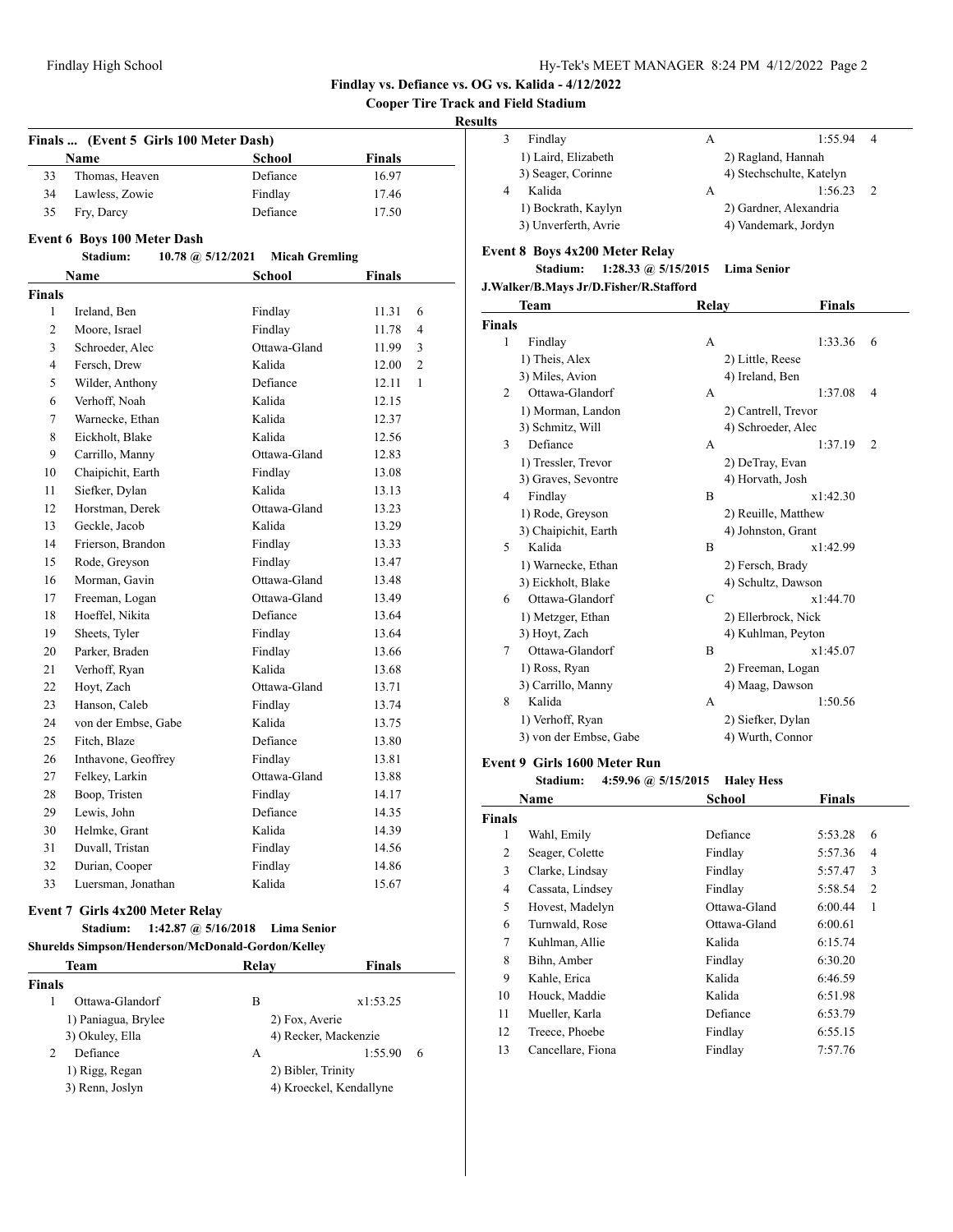**Findlay vs. Defiance vs. OG vs. Kalida - 4/12/2022**

**Cooper Tire Track and Field Stadium**

**Results**

### Finals ... (Event 5 Girls 100 Meter Dash)

| | Name | School | Finals | |
|---|---|---|---|---|
| 33 | Thomas, Heaven | Defiance | 16.97 | |
| 34 | Lawless, Zowie | Findlay | 17.46 | |
| 35 | Fry, Darcy | Defiance | 17.50 | |

### Event 6 Boys 100 Meter Dash

Stadium: 10.78 @ 5/12/2021 Micah Gremling

| | Name | School | Finals | |
|---|---|---|---|---|
| **Finals** | | | | |
| 1 | Ireland, Ben | Findlay | 11.31 | 6 |
| 2 | Moore, Israel | Findlay | 11.78 | 4 |
| 3 | Schroeder, Alec | Ottawa-Gland | 11.99 | 3 |
| 4 | Fersch, Drew | Kalida | 12.00 | 2 |
| 5 | Wilder, Anthony | Defiance | 12.11 | 1 |
| 6 | Verhoff, Noah | Kalida | 12.15 | |
| 7 | Warnecke, Ethan | Kalida | 12.37 | |
| 8 | Eickholt, Blake | Kalida | 12.56 | |
| 9 | Carrillo, Manny | Ottawa-Gland | 12.83 | |
| 10 | Chaipichit, Earth | Findlay | 13.08 | |
| 11 | Siefker, Dylan | Kalida | 13.13 | |
| 12 | Horstman, Derek | Ottawa-Gland | 13.23 | |
| 13 | Geckle, Jacob | Kalida | 13.29 | |
| 14 | Frierson, Brandon | Findlay | 13.33 | |
| 15 | Rode, Greyson | Findlay | 13.47 | |
| 16 | Morman, Gavin | Ottawa-Gland | 13.48 | |
| 17 | Freeman, Logan | Ottawa-Gland | 13.49 | |
| 18 | Hoeffel, Nikita | Defiance | 13.64 | |
| 19 | Sheets, Tyler | Findlay | 13.64 | |
| 20 | Parker, Braden | Findlay | 13.66 | |
| 21 | Verhoff, Ryan | Kalida | 13.68 | |
| 22 | Hoyt, Zach | Ottawa-Gland | 13.71 | |
| 23 | Hanson, Caleb | Findlay | 13.74 | |
| 24 | von der Embse, Gabe | Kalida | 13.75 | |
| 25 | Fitch, Blaze | Defiance | 13.80 | |
| 26 | Inthavone, Geoffrey | Findlay | 13.81 | |
| 27 | Felkey, Larkin | Ottawa-Gland | 13.88 | |
| 28 | Boop, Tristen | Findlay | 14.17 | |
| 29 | Lewis, John | Defiance | 14.35 | |
| 30 | Helmke, Grant | Kalida | 14.39 | |
| 31 | Duvall, Tristan | Findlay | 14.56 | |
| 32 | Durian, Cooper | Findlay | 14.86 | |
| 33 | Luersman, Jonathan | Kalida | 15.67 | |

### Event 7 Girls 4x200 Meter Relay

Stadium: 1:42.87 @ 5/16/2018 Lima Senior

Shurelds Simpson/Henderson/McDonald-Gordon/Kelley

| | Team | Relay | Finals | |
|---|---|---|---|---|
| **Finals** | | | | |
| 1 | Ottawa-Glandorf | B | x1:53.25 | |
| | 1) Paniagua, Brylee | 2) Fox, Averie | | |
| | 3) Okuley, Ella | 4) Recker, Mackenzie | | |
| 2 | Defiance | A | 1:55.90 | 6 |
| | 1) Rigg, Regan | 2) Bibler, Trinity | | |
| | 3) Renn, Joslyn | 4) Kroeckel, Kendallyne | | |
| 3 | Findlay | A | 1:55.94 | 4 |
| | 1) Laird, Elizabeth | 2) Ragland, Hannah | | |
| | 3) Seager, Corinne | 4) Stechschulte, Katelyn | | |
| 4 | Kalida | A | 1:56.23 | 2 |
| | 1) Bockrath, Kaylyn | 2) Gardner, Alexandria | | |
| | 3) Unverferth, Avrie | 4) Vandemark, Jordyn | | |

### Event 8 Boys 4x200 Meter Relay

Stadium: 1:28.33 @ 5/15/2015 Lima Senior

J.Walker/B.Mays Jr/D.Fisher/R.Stafford

| | Team | Relay | Finals | |
|---|---|---|---|---|
| **Finals** | | | | |
| 1 | Findlay | A | 1:33.36 | 6 |
| | 1) Theis, Alex | 2) Little, Reese | | |
| | 3) Miles, Avion | 4) Ireland, Ben | | |
| 2 | Ottawa-Glandorf | A | 1:37.08 | 4 |
| | 1) Morman, Landon | 2) Cantrell, Trevor | | |
| | 3) Schmitz, Will | 4) Schroeder, Alec | | |
| 3 | Defiance | A | 1:37.19 | 2 |
| | 1) Tressler, Trevor | 2) DeTray, Evan | | |
| | 3) Graves, Sevontre | 4) Horvath, Josh | | |
| 4 | Findlay | B | x1:42.30 | |
| | 1) Rode, Greyson | 2) Reuille, Matthew | | |
| | 3) Chaipichit, Earth | 4) Johnston, Grant | | |
| 5 | Kalida | B | x1:42.99 | |
| | 1) Warnecke, Ethan | 2) Fersch, Brady | | |
| | 3) Eickholt, Blake | 4) Schultz, Dawson | | |
| 6 | Ottawa-Glandorf | C | x1:44.70 | |
| | 1) Metzger, Ethan | 2) Ellerbrock, Nick | | |
| | 3) Hoyt, Zach | 4) Kuhlman, Peyton | | |
| 7 | Ottawa-Glandorf | B | x1:45.07 | |
| | 1) Ross, Ryan | 2) Freeman, Logan | | |
| | 3) Carrillo, Manny | 4) Maag, Dawson | | |
| 8 | Kalida | A | 1:50.56 | |
| | 1) Verhoff, Ryan | 2) Siefker, Dylan | | |
| | 3) von der Embse, Gabe | 4) Wurth, Connor | | |

### Event 9 Girls 1600 Meter Run

Stadium: 4:59.96 @ 5/15/2015 Haley Hess

| | Name | School | Finals | |
|---|---|---|---|---|
| **Finals** | | | | |
| 1 | Wahl, Emily | Defiance | 5:53.28 | 6 |
| 2 | Seager, Colette | Findlay | 5:57.36 | 4 |
| 3 | Clarke, Lindsay | Findlay | 5:57.47 | 3 |
| 4 | Cassata, Lindsey | Findlay | 5:58.54 | 2 |
| 5 | Hovest, Madelyn | Ottawa-Gland | 6:00.44 | 1 |
| 6 | Turnwald, Rose | Ottawa-Gland | 6:00.61 | |
| 7 | Kuhlman, Allie | Kalida | 6:15.74 | |
| 8 | Bihn, Amber | Findlay | 6:30.20 | |
| 9 | Kahle, Erica | Kalida | 6:46.59 | |
| 10 | Houck, Maddie | Kalida | 6:51.98 | |
| 11 | Mueller, Karla | Defiance | 6:53.79 | |
| 12 | Treece, Phoebe | Findlay | 6:55.15 | |
| 13 | Cancellare, Fiona | Findlay | 7:57.76 | |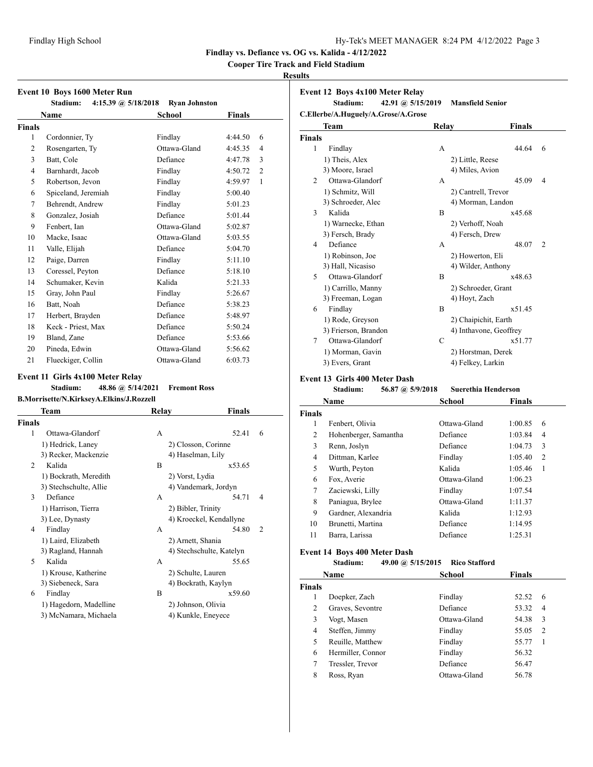# Findlay vs. Defiance vs. OG vs. Kalida - 4/12/2022

**Cooper Tire Track and Field Stadium**

**Results**

### Event 10 Boys 1600 Meter Run

**Stadium:** 4:15.39 @ 5/18/2018 Ryan Johnston

| | Name | School | Finals | |
|---|---|---|---|---|
| **Finals** | | | | |
| 1 | Cordonnier, Ty | Findlay | 4:44.50 | 6 |
| 2 | Rosengarten, Ty | Ottawa-Gland | 4:45.35 | 4 |
| 3 | Batt, Cole | Defiance | 4:47.78 | 3 |
| 4 | Barnhardt, Jacob | Findlay | 4:50.72 | 2 |
| 5 | Robertson, Jevon | Findlay | 4:59.97 | 1 |
| 6 | Spiceland, Jeremiah | Findlay | 5:00.40 | |
| 7 | Behrendt, Andrew | Findlay | 5:01.23 | |
| 8 | Gonzalez, Josiah | Defiance | 5:01.44 | |
| 9 | Fenbert, Ian | Ottawa-Gland | 5:02.87 | |
| 10 | Macke, Isaac | Ottawa-Gland | 5:03.55 | |
| 11 | Valle, Elijah | Defiance | 5:04.70 | |
| 12 | Paige, Darren | Findlay | 5:11.10 | |
| 13 | Coressel, Peyton | Defiance | 5:18.10 | |
| 14 | Schumaker, Kevin | Kalida | 5:21.33 | |
| 15 | Gray, John Paul | Findlay | 5:26.67 | |
| 16 | Batt, Noah | Defiance | 5:38.23 | |
| 17 | Herbert, Brayden | Defiance | 5:48.97 | |
| 18 | Keck - Priest, Max | Defiance | 5:50.24 | |
| 19 | Bland, Zane | Defiance | 5:53.66 | |
| 20 | Pineda, Edwin | Ottawa-Gland | 5:56.62 | |
| 21 | Flueckiger, Collin | Ottawa-Gland | 6:03.73 | |

### Event 11 Girls 4x100 Meter Relay

**Stadium:** 48.86 @ 5/14/2021 Fremont Ross

**B.Morrisette/N.KirkseyA.Elkins/J.Rozzell**

| | Team | Relay | Finals | |
|---|---|---|---|---|
| **Finals** | | | | |
| 1 | Ottawa-Glandorf | A | 52.41 | 6 |
| | 1) Hedrick, Laney | 2) Closson, Corinne | | |
| | 3) Recker, Mackenzie | 4) Haselman, Lily | | |
| 2 | Kalida | B | x53.65 | |
| | 1) Bockrath, Meredith | 2) Vorst, Lydia | | |
| | 3) Stechschulte, Allie | 4) Vandemark, Jordyn | | |
| 3 | Defiance | A | 54.71 | 4 |
| | 1) Harrison, Tierra | 2) Bibler, Trinity | | |
| | 3) Lee, Dynasty | 4) Kroeckel, Kendallyne | | |
| 4 | Findlay | A | 54.80 | 2 |
| | 1) Laird, Elizabeth | 2) Arnett, Shania | | |
| | 3) Ragland, Hannah | 4) Stechschulte, Katelyn | | |
| 5 | Kalida | A | 55.65 | |
| | 1) Krouse, Katherine | 2) Schulte, Lauren | | |
| | 3) Siebeneck, Sara | 4) Bockrath, Kaylyn | | |
| 6 | Findlay | B | x59.60 | |
| | 1) Hagedorn, Madelline | 2) Johnson, Olivia | | |
| | 3) McNamara, Michaela | 4) Kunkle, Eneyece | | |

### Event 12 Boys 4x100 Meter Relay

**Stadium:** 42.91 @ 5/15/2019 Mansfield Senior

**C.Ellerbe/A.Huguely/A.Grose/A.Grose**

| | Team | Relay | Finals | |
|---|---|---|---|---|
| **Finals** | | | | |
| 1 | Findlay | A | 44.64 | 6 |
| | 1) Theis, Alex | 2) Little, Reese | | |
| | 3) Moore, Israel | 4) Miles, Avion | | |
| 2 | Ottawa-Glandorf | A | 45.09 | 4 |
| | 1) Schmitz, Will | 2) Cantrell, Trevor | | |
| | 3) Schroeder, Alec | 4) Morman, Landon | | |
| 3 | Kalida | B | x45.68 | |
| | 1) Warnecke, Ethan | 2) Verhoff, Noah | | |
| | 3) Fersch, Brady | 4) Fersch, Drew | | |
| 4 | Defiance | A | 48.07 | 2 |
| | 1) Robinson, Joe | 2) Howerton, Eli | | |
| | 3) Hall, Nicasiso | 4) Wilder, Anthony | | |
| 5 | Ottawa-Glandorf | B | x48.63 | |
| | 1) Carrillo, Manny | 2) Schroeder, Grant | | |
| | 3) Freeman, Logan | 4) Hoyt, Zach | | |
| 6 | Findlay | B | x51.45 | |
| | 1) Rode, Greyson | 2) Chaipichit, Earth | | |
| | 3) Frierson, Brandon | 4) Inthavone, Geoffrey | | |
| 7 | Ottawa-Glandorf | C | x51.77 | |
| | 1) Morman, Gavin | 2) Horstman, Derek | | |
| | 3) Evers, Grant | 4) Felkey, Larkin | | |

### Event 13 Girls 400 Meter Dash

**Stadium:** 56.87 @ 5/9/2018 Suerethia Henderson

| | Name | School | Finals | |
|---|---|---|---|---|
| **Finals** | | | | |
| 1 | Fenbert, Olivia | Ottawa-Gland | 1:00.85 | 6 |
| 2 | Hohenberger, Samantha | Defiance | 1:03.84 | 4 |
| 3 | Renn, Joslyn | Defiance | 1:04.73 | 3 |
| 4 | Dittman, Karlee | Findlay | 1:05.40 | 2 |
| 5 | Wurth, Peyton | Kalida | 1:05.46 | 1 |
| 6 | Fox, Averie | Ottawa-Gland | 1:06.23 | |
| 7 | Zaciewski, Lilly | Findlay | 1:07.54 | |
| 8 | Paniagua, Brylee | Ottawa-Gland | 1:11.37 | |
| 9 | Gardner, Alexandria | Kalida | 1:12.93 | |
| 10 | Brunetti, Martina | Defiance | 1:14.95 | |
| 11 | Barra, Larissa | Defiance | 1:25.31 | |

### Event 14 Boys 400 Meter Dash

**Stadium:** 49.00 @ 5/15/2015 Rico Stafford

| | Name | School | Finals | |
|---|---|---|---|---|
| **Finals** | | | | |
| 1 | Doepker, Zach | Findlay | 52.52 | 6 |
| 2 | Graves, Sevontre | Defiance | 53.32 | 4 |
| 3 | Vogt, Masen | Ottawa-Gland | 54.38 | 3 |
| 4 | Steffen, Jimmy | Findlay | 55.05 | 2 |
| 5 | Reuille, Matthew | Findlay | 55.77 | 1 |
| 6 | Hermiller, Connor | Findlay | 56.32 | |
| 7 | Tressler, Trevor | Defiance | 56.47 | |
| 8 | Ross, Ryan | Ottawa-Gland | 56.78 | |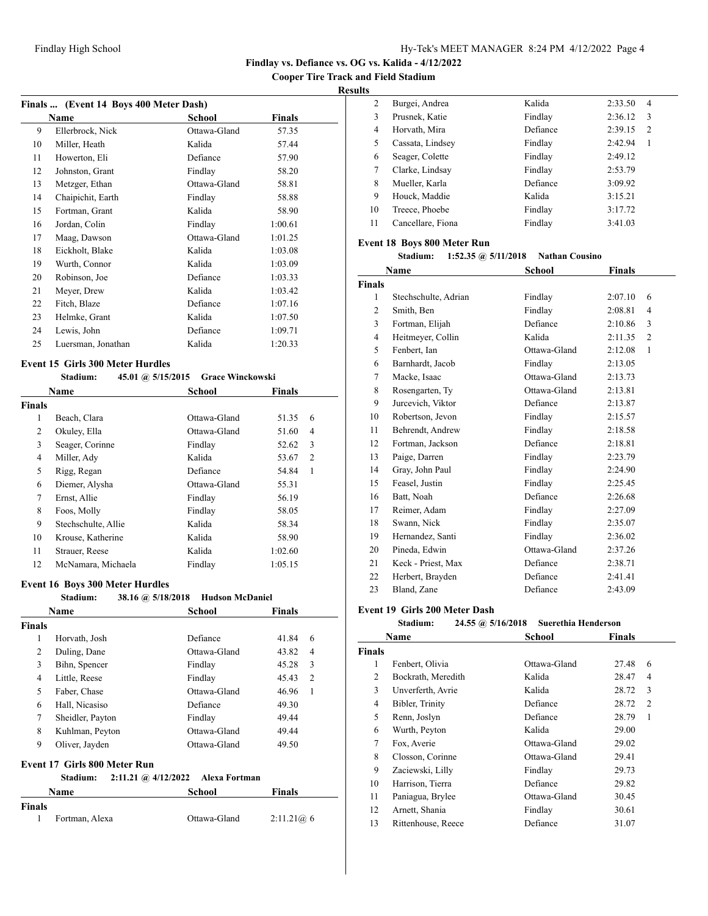**Findlay vs. Defiance vs. OG vs. Kalida - 4/12/2022**

**Cooper Tire Track and Field Stadium**

**Results**

**Finals ... (Event 14 Boys 400 Meter Dash)**

| | Name | School | Finals |
|---|---|---|---|
| 9 | Ellerbrock, Nick | Ottawa-Gland | 57.35 |
| 10 | Miller, Heath | Kalida | 57.44 |
| 11 | Howerton, Eli | Defiance | 57.90 |
| 12 | Johnston, Grant | Findlay | 58.20 |
| 13 | Metzger, Ethan | Ottawa-Gland | 58.81 |
| 14 | Chaipichit, Earth | Findlay | 58.88 |
| 15 | Fortman, Grant | Kalida | 58.90 |
| 16 | Jordan, Colin | Findlay | 1:00.61 |
| 17 | Maag, Dawson | Ottawa-Gland | 1:01.25 |
| 18 | Eickholt, Blake | Kalida | 1:03.08 |
| 19 | Wurth, Connor | Kalida | 1:03.09 |
| 20 | Robinson, Joe | Defiance | 1:03.33 |
| 21 | Meyer, Drew | Kalida | 1:03.42 |
| 22 | Fitch, Blaze | Defiance | 1:07.16 |
| 23 | Helmke, Grant | Kalida | 1:07.50 |
| 24 | Lewis, John | Defiance | 1:09.71 |
| 25 | Luersman, Jonathan | Kalida | 1:20.33 |

**Event 15 Girls 300 Meter Hurdles**

Stadium: 45.01 @ 5/15/2015 Grace Winckowski

| | Name | School | Finals | |
|---|---|---|---|---|
| **Finals** | | | | |
| 1 | Beach, Clara | Ottawa-Gland | 51.35 | 6 |
| 2 | Okuley, Ella | Ottawa-Gland | 51.60 | 4 |
| 3 | Seager, Corinne | Findlay | 52.62 | 3 |
| 4 | Miller, Ady | Kalida | 53.67 | 2 |
| 5 | Rigg, Regan | Defiance | 54.84 | 1 |
| 6 | Diemer, Alysha | Ottawa-Gland | 55.31 | |
| 7 | Ernst, Allie | Findlay | 56.19 | |
| 8 | Foos, Molly | Findlay | 58.05 | |
| 9 | Stechschulte, Allie | Kalida | 58.34 | |
| 10 | Krouse, Katherine | Kalida | 58.90 | |
| 11 | Strauer, Reese | Kalida | 1:02.60 | |
| 12 | McNamara, Michaela | Findlay | 1:05.15 | |

**Event 16 Boys 300 Meter Hurdles**

Stadium: 38.16 @ 5/18/2018 Hudson McDaniel

| | Name | School | Finals | |
|---|---|---|---|---|
| **Finals** | | | | |
| 1 | Horvath, Josh | Defiance | 41.84 | 6 |
| 2 | Duling, Dane | Ottawa-Gland | 43.82 | 4 |
| 3 | Bihn, Spencer | Findlay | 45.28 | 3 |
| 4 | Little, Reese | Findlay | 45.43 | 2 |
| 5 | Faber, Chase | Ottawa-Gland | 46.96 | 1 |
| 6 | Hall, Nicasiso | Defiance | 49.30 | |
| 7 | Sheidler, Payton | Findlay | 49.44 | |
| 8 | Kuhlman, Peyton | Ottawa-Gland | 49.44 | |
| 9 | Oliver, Jayden | Ottawa-Gland | 49.50 | |

**Event 17 Girls 800 Meter Run**

Stadium: 2:11.21 @ 4/12/2022 Alexa Fortman

| | Name | School | Finals | |
|---|---|---|---|---|
| **Finals** | | | | |
| 1 | Fortman, Alexa | Ottawa-Gland | 2:11.21@ | 6 |
| 2 | Burgei, Andrea | Kalida | 2:33.50 | 4 |
| 3 | Prusnek, Katie | Findlay | 2:36.12 | 3 |
| 4 | Horvath, Mira | Defiance | 2:39.15 | 2 |
| 5 | Cassata, Lindsey | Findlay | 2:42.94 | 1 |
| 6 | Seager, Colette | Findlay | 2:49.12 | |
| 7 | Clarke, Lindsay | Findlay | 2:53.79 | |
| 8 | Mueller, Karla | Defiance | 3:09.92 | |
| 9 | Houck, Maddie | Kalida | 3:15.21 | |
| 10 | Treece, Phoebe | Findlay | 3:17.72 | |
| 11 | Cancellare, Fiona | Findlay | 3:41.03 | |

**Event 18 Boys 800 Meter Run**

Stadium: 1:52.35 @ 5/11/2018 Nathan Cousino

| | Name | School | Finals | |
|---|---|---|---|---|
| **Finals** | | | | |
| 1 | Stechschulte, Adrian | Findlay | 2:07.10 | 6 |
| 2 | Smith, Ben | Findlay | 2:08.81 | 4 |
| 3 | Fortman, Elijah | Defiance | 2:10.86 | 3 |
| 4 | Heitmeyer, Collin | Kalida | 2:11.35 | 2 |
| 5 | Fenbert, Ian | Ottawa-Gland | 2:12.08 | 1 |
| 6 | Barnhardt, Jacob | Findlay | 2:13.05 | |
| 7 | Macke, Isaac | Ottawa-Gland | 2:13.73 | |
| 8 | Rosengarten, Ty | Ottawa-Gland | 2:13.81 | |
| 9 | Jurcevich, Viktor | Defiance | 2:13.87 | |
| 10 | Robertson, Jevon | Findlay | 2:15.57 | |
| 11 | Behrendt, Andrew | Findlay | 2:18.58 | |
| 12 | Fortman, Jackson | Defiance | 2:18.81 | |
| 13 | Paige, Darren | Findlay | 2:23.79 | |
| 14 | Gray, John Paul | Findlay | 2:24.90 | |
| 15 | Feasel, Justin | Findlay | 2:25.45 | |
| 16 | Batt, Noah | Defiance | 2:26.68 | |
| 17 | Reimer, Adam | Findlay | 2:27.09 | |
| 18 | Swann, Nick | Findlay | 2:35.07 | |
| 19 | Hernandez, Santi | Findlay | 2:36.02 | |
| 20 | Pineda, Edwin | Ottawa-Gland | 2:37.26 | |
| 21 | Keck - Priest, Max | Defiance | 2:38.71 | |
| 22 | Herbert, Brayden | Defiance | 2:41.41 | |
| 23 | Bland, Zane | Defiance | 2:43.09 | |

**Event 19 Girls 200 Meter Dash**

Stadium: 24.55 @ 5/16/2018 Suerethia Henderson

| | Name | School | Finals | |
|---|---|---|---|---|
| **Finals** | | | | |
| 1 | Fenbert, Olivia | Ottawa-Gland | 27.48 | 6 |
| 2 | Bockrath, Meredith | Kalida | 28.47 | 4 |
| 3 | Unverferth, Avrie | Kalida | 28.72 | 3 |
| 4 | Bibler, Trinity | Defiance | 28.72 | 2 |
| 5 | Renn, Joslyn | Defiance | 28.79 | 1 |
| 6 | Wurth, Peyton | Kalida | 29.00 | |
| 7 | Fox, Averie | Ottawa-Gland | 29.02 | |
| 8 | Closson, Corinne | Ottawa-Gland | 29.41 | |
| 9 | Zaciewski, Lilly | Findlay | 29.73 | |
| 10 | Harrison, Tierra | Defiance | 29.82 | |
| 11 | Paniagua, Brylee | Ottawa-Gland | 30.45 | |
| 12 | Arnett, Shania | Findlay | 30.61 | |
| 13 | Rittenhouse, Reece | Defiance | 31.07 | |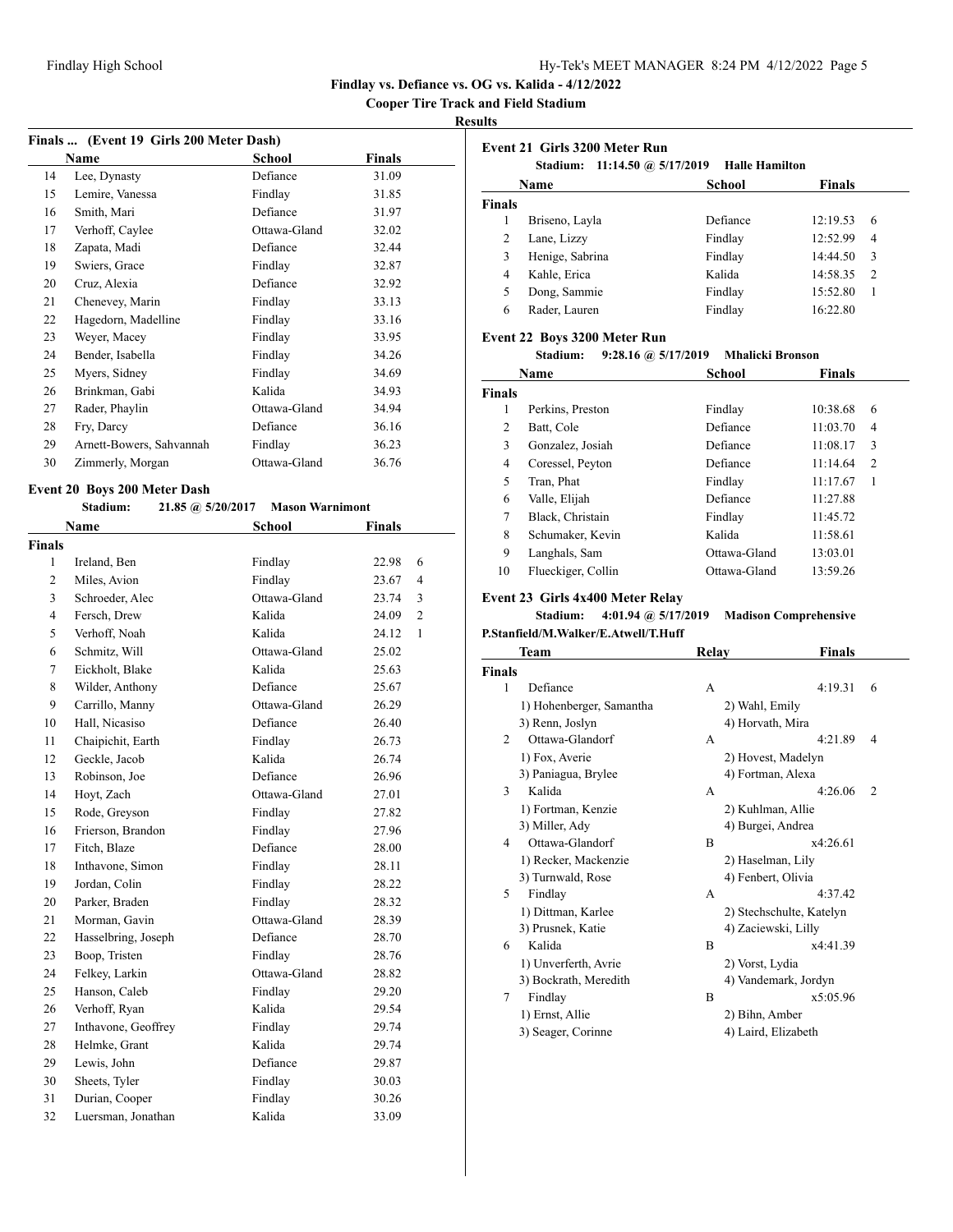**Findlay vs. Defiance vs. OG vs. Kalida - 4/12/2022**

**Cooper Tire Track and Field Stadium**

**Results**

### Finals ... (Event 19 Girls 200 Meter Dash)

| | Name | School | Finals |
|---|---|---|---|
| 14 | Lee, Dynasty | Defiance | 31.09 |
| 15 | Lemire, Vanessa | Findlay | 31.85 |
| 16 | Smith, Mari | Defiance | 31.97 |
| 17 | Verhoff, Caylee | Ottawa-Gland | 32.02 |
| 18 | Zapata, Madi | Defiance | 32.44 |
| 19 | Swiers, Grace | Findlay | 32.87 |
| 20 | Cruz, Alexia | Defiance | 32.92 |
| 21 | Chenevey, Marin | Findlay | 33.13 |
| 22 | Hagedorn, Madelline | Findlay | 33.16 |
| 23 | Weyer, Macey | Findlay | 33.95 |
| 24 | Bender, Isabella | Findlay | 34.26 |
| 25 | Myers, Sidney | Findlay | 34.69 |
| 26 | Brinkman, Gabi | Kalida | 34.93 |
| 27 | Rader, Phaylin | Ottawa-Gland | 34.94 |
| 28 | Fry, Darcy | Defiance | 36.16 |
| 29 | Arnett-Bowers, Sahvannah | Findlay | 36.23 |
| 30 | Zimmerly, Morgan | Ottawa-Gland | 36.76 |

### Event 20 Boys 200 Meter Dash

**Stadium: 21.85 @ 5/20/2017 Mason Warnimont**

| | Name | School | Finals | |
|---|---|---|---|---|
| **Finals** | | | | |
| 1 | Ireland, Ben | Findlay | 22.98 | 6 |
| 2 | Miles, Avion | Findlay | 23.67 | 4 |
| 3 | Schroeder, Alec | Ottawa-Gland | 23.74 | 3 |
| 4 | Fersch, Drew | Kalida | 24.09 | 2 |
| 5 | Verhoff, Noah | Kalida | 24.12 | 1 |
| 6 | Schmitz, Will | Ottawa-Gland | 25.02 | |
| 7 | Eickholt, Blake | Kalida | 25.63 | |
| 8 | Wilder, Anthony | Defiance | 25.67 | |
| 9 | Carrillo, Manny | Ottawa-Gland | 26.29 | |
| 10 | Hall, Nicasiso | Defiance | 26.40 | |
| 11 | Chaipichit, Earth | Findlay | 26.73 | |
| 12 | Geckle, Jacob | Kalida | 26.74 | |
| 13 | Robinson, Joe | Defiance | 26.96 | |
| 14 | Hoyt, Zach | Ottawa-Gland | 27.01 | |
| 15 | Rode, Greyson | Findlay | 27.82 | |
| 16 | Frierson, Brandon | Findlay | 27.96 | |
| 17 | Fitch, Blaze | Defiance | 28.00 | |
| 18 | Inthavone, Simon | Findlay | 28.11 | |
| 19 | Jordan, Colin | Findlay | 28.22 | |
| 20 | Parker, Braden | Findlay | 28.32 | |
| 21 | Morman, Gavin | Ottawa-Gland | 28.39 | |
| 22 | Hasselbring, Joseph | Defiance | 28.70 | |
| 23 | Boop, Tristen | Findlay | 28.76 | |
| 24 | Felkey, Larkin | Ottawa-Gland | 28.82 | |
| 25 | Hanson, Caleb | Findlay | 29.20 | |
| 26 | Verhoff, Ryan | Kalida | 29.54 | |
| 27 | Inthavone, Geoffrey | Findlay | 29.74 | |
| 28 | Helmke, Grant | Kalida | 29.74 | |
| 29 | Lewis, John | Defiance | 29.87 | |
| 30 | Sheets, Tyler | Findlay | 30.03 | |
| 31 | Durian, Cooper | Findlay | 30.26 | |
| 32 | Luersman, Jonathan | Kalida | 33.09 | |

### Event 21 Girls 3200 Meter Run

**Stadium: 11:14.50 @ 5/17/2019 Halle Hamilton**

| | Name | School | Finals | |
|---|---|---|---|---|
| **Finals** | | | | |
| 1 | Briseno, Layla | Defiance | 12:19.53 | 6 |
| 2 | Lane, Lizzy | Findlay | 12:52.99 | 4 |
| 3 | Henige, Sabrina | Findlay | 14:44.50 | 3 |
| 4 | Kahle, Erica | Kalida | 14:58.35 | 2 |
| 5 | Dong, Sammie | Findlay | 15:52.80 | 1 |
| 6 | Rader, Lauren | Findlay | 16:22.80 | |

### Event 22 Boys 3200 Meter Run

**Stadium: 9:28.16 @ 5/17/2019 Mhalicki Bronson**

| | Name | School | Finals | |
|---|---|---|---|---|
| **Finals** | | | | |
| 1 | Perkins, Preston | Findlay | 10:38.68 | 6 |
| 2 | Batt, Cole | Defiance | 11:03.70 | 4 |
| 3 | Gonzalez, Josiah | Defiance | 11:08.17 | 3 |
| 4 | Coressel, Peyton | Defiance | 11:14.64 | 2 |
| 5 | Tran, Phat | Findlay | 11:17.67 | 1 |
| 6 | Valle, Elijah | Defiance | 11:27.88 | |
| 7 | Black, Christain | Findlay | 11:45.72 | |
| 8 | Schumaker, Kevin | Kalida | 11:58.61 | |
| 9 | Langhals, Sam | Ottawa-Gland | 13:03.01 | |
| 10 | Flueckiger, Collin | Ottawa-Gland | 13:59.26 | |

### Event 23 Girls 4x400 Meter Relay

**Stadium: 4:01.94 @ 5/17/2019 Madison Comprehensive**

**P.Stanfield/M.Walker/E.Atwell/T.Huff**

| | Team | Relay | Finals | |
|---|---|---|---|---|
| **Finals** | | | | |
| 1 | Defiance | A | 4:19.31 | 6 |
| | 1) Hohenberger, Samantha | 2) Wahl, Emily | | |
| | 3) Renn, Joslyn | 4) Horvath, Mira | | |
| 2 | Ottawa-Glandorf | A | 4:21.89 | 4 |
| | 1) Fox, Averie | 2) Hovest, Madelyn | | |
| | 3) Paniagua, Brylee | 4) Fortman, Alexa | | |
| 3 | Kalida | A | 4:26.06 | 2 |
| | 1) Fortman, Kenzie | 2) Kuhlman, Allie | | |
| | 3) Miller, Ady | 4) Burgei, Andrea | | |
| 4 | Ottawa-Glandorf | B | x4:26.61 | |
| | 1) Recker, Mackenzie | 2) Haselman, Lily | | |
| | 3) Turnwald, Rose | 4) Fenbert, Olivia | | |
| 5 | Findlay | A | 4:37.42 | |
| | 1) Dittman, Karlee | 2) Stechschulte, Katelyn | | |
| | 3) Prusnek, Katie | 4) Zaciewski, Lilly | | |
| 6 | Kalida | B | x4:41.39 | |
| | 1) Unverferth, Avrie | 2) Vorst, Lydia | | |
| | 3) Bockrath, Meredith | 4) Vandemark, Jordyn | | |
| 7 | Findlay | B | x5:05.96 | |
| | 1) Ernst, Allie | 2) Bihn, Amber | | |
| | 3) Seager, Corinne | 4) Laird, Elizabeth | | |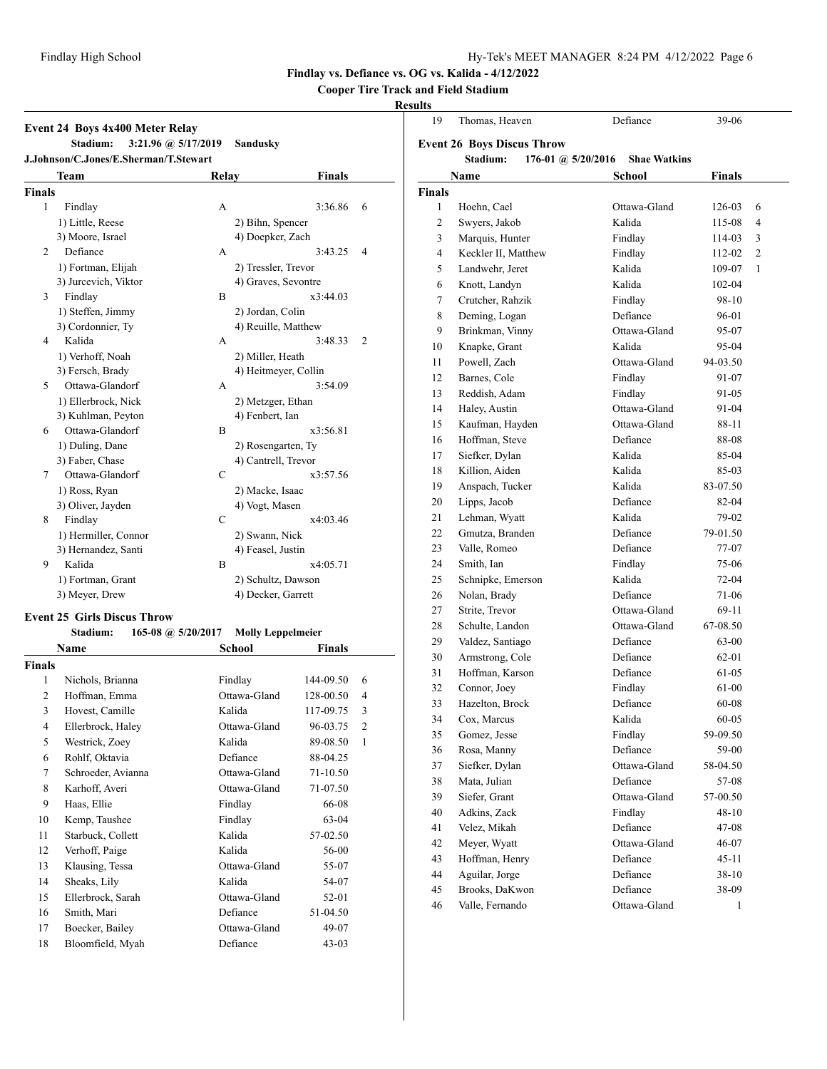**Findlay vs. Defiance vs. OG vs. Kalida - 4/12/2022**

**Cooper Tire Track and Field Stadium**

**Results**

### Event 24 Boys 4x400 Meter Relay

**Stadium: 3:21.96 @ 5/17/2019 Sandusky**
**J.Johnson/C.Jones/E.Sherman/T.Stewart**

| | Team | Relay | Finals | |
|---|---|---|---|---|
| **Finals** | | | | |
| 1 | Findlay | A | 3:36.86 | 6 |
| | 1) Little, Reese | 2) Bihn, Spencer | | |
| | 3) Moore, Israel | 4) Doepker, Zach | | |
| 2 | Defiance | A | 3:43.25 | 4 |
| | 1) Fortman, Elijah | 2) Tressler, Trevor | | |
| | 3) Jurcevich, Viktor | 4) Graves, Sevontre | | |
| 3 | Findlay | B | x3:44.03 | |
| | 1) Steffen, Jimmy | 2) Jordan, Colin | | |
| | 3) Cordonnier, Ty | 4) Reuille, Matthew | | |
| 4 | Kalida | A | 3:48.33 | 2 |
| | 1) Verhoff, Noah | 2) Miller, Heath | | |
| | 3) Fersch, Brady | 4) Heitmeyer, Collin | | |
| 5 | Ottawa-Glandorf | A | 3:54.09 | |
| | 1) Ellerbrock, Nick | 2) Metzger, Ethan | | |
| | 3) Kuhlman, Peyton | 4) Fenbert, Ian | | |
| 6 | Ottawa-Glandorf | B | x3:56.81 | |
| | 1) Duling, Dane | 2) Rosengarten, Ty | | |
| | 3) Faber, Chase | 4) Cantrell, Trevor | | |
| 7 | Ottawa-Glandorf | C | x3:57.56 | |
| | 1) Ross, Ryan | 2) Macke, Isaac | | |
| | 3) Oliver, Jayden | 4) Vogt, Masen | | |
| 8 | Findlay | C | x4:03.46 | |
| | 1) Hermiller, Connor | 2) Swann, Nick | | |
| | 3) Hernandez, Santi | 4) Feasel, Justin | | |
| 9 | Kalida | B | x4:05.71 | |
| | 1) Fortman, Grant | 2) Schultz, Dawson | | |
| | 3) Meyer, Drew | 4) Decker, Garrett | | |

### Event 25 Girls Discus Throw

**Stadium: 165-08 @ 5/20/2017 Molly Leppelmeier**

| | Name | School | Finals | |
|---|---|---|---|---|
| **Finals** | | | | |
| 1 | Nichols, Brianna | Findlay | 144-09.50 | 6 |
| 2 | Hoffman, Emma | Ottawa-Gland | 128-00.50 | 4 |
| 3 | Hovest, Camille | Kalida | 117-09.75 | 3 |
| 4 | Ellerbrock, Haley | Ottawa-Gland | 96-03.75 | 2 |
| 5 | Westrick, Zoey | Kalida | 89-08.50 | 1 |
| 6 | Rohlf, Oktavia | Defiance | 88-04.25 | |
| 7 | Schroeder, Avianna | Ottawa-Gland | 71-10.50 | |
| 8 | Karhoff, Averi | Ottawa-Gland | 71-07.50 | |
| 9 | Haas, Ellie | Findlay | 66-08 | |
| 10 | Kemp, Taushee | Findlay | 63-04 | |
| 11 | Starbuck, Collett | Kalida | 57-02.50 | |
| 12 | Verhoff, Paige | Kalida | 56-00 | |
| 13 | Klausing, Tessa | Ottawa-Gland | 55-07 | |
| 14 | Sheaks, Lily | Kalida | 54-07 | |
| 15 | Ellerbrock, Sarah | Ottawa-Gland | 52-01 | |
| 16 | Smith, Mari | Defiance | 51-04.50 | |
| 17 | Boecker, Bailey | Ottawa-Gland | 49-07 | |
| 18 | Bloomfield, Myah | Defiance | 43-03 | |
| 19 | Thomas, Heaven | Defiance | 39-06 | |

### Event 26 Boys Discus Throw

**Stadium: 176-01 @ 5/20/2016 Shae Watkins**

| | Name | School | Finals | |
|---|---|---|---|---|
| **Finals** | | | | |
| 1 | Hoehn, Cael | Ottawa-Gland | 126-03 | 6 |
| 2 | Swyers, Jakob | Kalida | 115-08 | 4 |
| 3 | Marquis, Hunter | Findlay | 114-03 | 3 |
| 4 | Keckler II, Matthew | Findlay | 112-02 | 2 |
| 5 | Landwehr, Jeret | Kalida | 109-07 | 1 |
| 6 | Knott, Landyn | Kalida | 102-04 | |
| 7 | Crutcher, Rahzik | Findlay | 98-10 | |
| 8 | Deming, Logan | Defiance | 96-01 | |
| 9 | Brinkman, Vinny | Ottawa-Gland | 95-07 | |
| 10 | Knapke, Grant | Kalida | 95-04 | |
| 11 | Powell, Zach | Ottawa-Gland | 94-03.50 | |
| 12 | Barnes, Cole | Findlay | 91-07 | |
| 13 | Reddish, Adam | Findlay | 91-05 | |
| 14 | Haley, Austin | Ottawa-Gland | 91-04 | |
| 15 | Kaufman, Hayden | Ottawa-Gland | 88-11 | |
| 16 | Hoffman, Steve | Defiance | 88-08 | |
| 17 | Siefker, Dylan | Kalida | 85-04 | |
| 18 | Killion, Aiden | Kalida | 85-03 | |
| 19 | Anspach, Tucker | Kalida | 83-07.50 | |
| 20 | Lipps, Jacob | Defiance | 82-04 | |
| 21 | Lehman, Wyatt | Kalida | 79-02 | |
| 22 | Gmutza, Branden | Defiance | 79-01.50 | |
| 23 | Valle, Romeo | Defiance | 77-07 | |
| 24 | Smith, Ian | Findlay | 75-06 | |
| 25 | Schnipke, Emerson | Kalida | 72-04 | |
| 26 | Nolan, Brady | Defiance | 71-06 | |
| 27 | Strite, Trevor | Ottawa-Gland | 69-11 | |
| 28 | Schulte, Landon | Ottawa-Gland | 67-08.50 | |
| 29 | Valdez, Santiago | Defiance | 63-00 | |
| 30 | Armstrong, Cole | Defiance | 62-01 | |
| 31 | Hoffman, Karson | Defiance | 61-05 | |
| 32 | Connor, Joey | Findlay | 61-00 | |
| 33 | Hazelton, Brock | Defiance | 60-08 | |
| 34 | Cox, Marcus | Kalida | 60-05 | |
| 35 | Gomez, Jesse | Findlay | 59-09.50 | |
| 36 | Rosa, Manny | Defiance | 59-00 | |
| 37 | Siefker, Dylan | Ottawa-Gland | 58-04.50 | |
| 38 | Mata, Julian | Defiance | 57-08 | |
| 39 | Siefer, Grant | Ottawa-Gland | 57-00.50 | |
| 40 | Adkins, Zack | Findlay | 48-10 | |
| 41 | Velez, Mikah | Defiance | 47-08 | |
| 42 | Meyer, Wyatt | Ottawa-Gland | 46-07 | |
| 43 | Hoffman, Henry | Defiance | 45-11 | |
| 44 | Aguilar, Jorge | Defiance | 38-10 | |
| 45 | Brooks, DaKwon | Defiance | 38-09 | |
| 46 | Valle, Fernando | Ottawa-Gland | 1 | |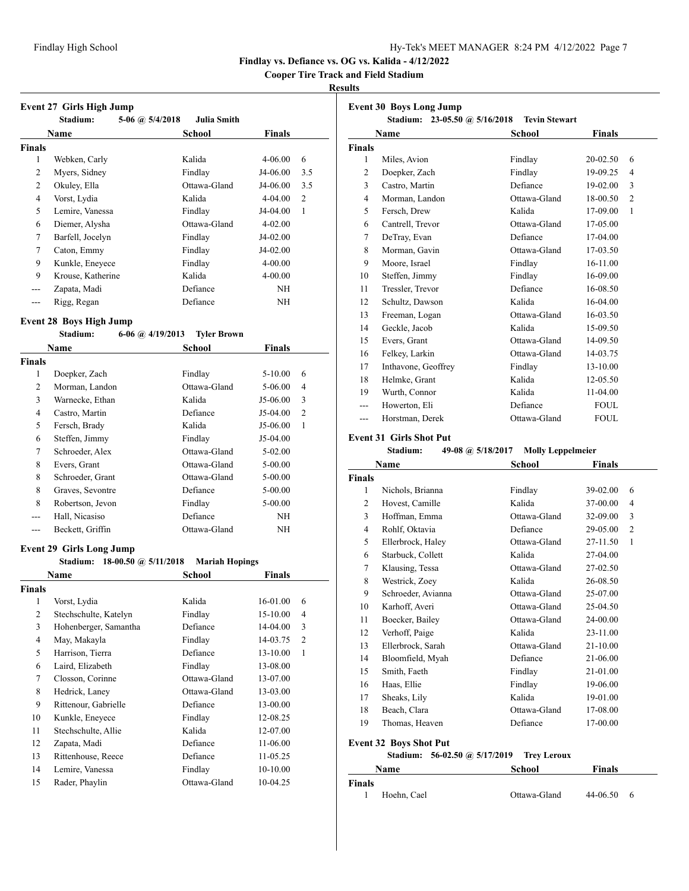**Findlay vs. Defiance vs. OG vs. Kalida - 4/12/2022**

**Cooper Tire Track and Field Stadium**

**Results**

### Event 27 Girls High Jump

Stadium: 5-06 @ 5/4/2018 Julia Smith

| | Name | School | Finals | |
|---|---|---|---|---|
| **Finals** | | | | |
| 1 | Webken, Carly | Kalida | 4-06.00 | 6 |
| 2 | Myers, Sidney | Findlay | J4-06.00 | 3.5 |
| 2 | Okuley, Ella | Ottawa-Gland | J4-06.00 | 3.5 |
| 4 | Vorst, Lydia | Kalida | 4-04.00 | 2 |
| 5 | Lemire, Vanessa | Findlay | J4-04.00 | 1 |
| 6 | Diemer, Alysha | Ottawa-Gland | 4-02.00 | |
| 7 | Barfell, Jocelyn | Findlay | J4-02.00 | |
| 7 | Caton, Emmy | Findlay | J4-02.00 | |
| 9 | Kunkle, Eneyece | Findlay | 4-00.00 | |
| 9 | Krouse, Katherine | Kalida | 4-00.00 | |
| --- | Zapata, Madi | Defiance | NH | |
| --- | Rigg, Regan | Defiance | NH | |

### Event 28 Boys High Jump

Stadium: 6-06 @ 4/19/2013 Tyler Brown

| | Name | School | Finals | |
|---|---|---|---|---|
| **Finals** | | | | |
| 1 | Doepker, Zach | Findlay | 5-10.00 | 6 |
| 2 | Morman, Landon | Ottawa-Gland | 5-06.00 | 4 |
| 3 | Warnecke, Ethan | Kalida | J5-06.00 | 3 |
| 4 | Castro, Martin | Defiance | J5-04.00 | 2 |
| 5 | Fersch, Brady | Kalida | J5-06.00 | 1 |
| 6 | Steffen, Jimmy | Findlay | J5-04.00 | |
| 7 | Schroeder, Alex | Ottawa-Gland | 5-02.00 | |
| 8 | Evers, Grant | Ottawa-Gland | 5-00.00 | |
| 8 | Schroeder, Grant | Ottawa-Gland | 5-00.00 | |
| 8 | Graves, Sevontre | Defiance | 5-00.00 | |
| 8 | Robertson, Jevon | Findlay | 5-00.00 | |
| --- | Hall, Nicasiso | Defiance | NH | |
| --- | Beckett, Griffin | Ottawa-Gland | NH | |

### Event 29 Girls Long Jump

Stadium: 18-00.50 @ 5/11/2018 Mariah Hopings

| | Name | School | Finals | |
|---|---|---|---|---|
| **Finals** | | | | |
| 1 | Vorst, Lydia | Kalida | 16-01.00 | 6 |
| 2 | Stechschulte, Katelyn | Findlay | 15-10.00 | 4 |
| 3 | Hohenberger, Samantha | Defiance | 14-04.00 | 3 |
| 4 | May, Makayla | Findlay | 14-03.75 | 2 |
| 5 | Harrison, Tierra | Defiance | 13-10.00 | 1 |
| 6 | Laird, Elizabeth | Findlay | 13-08.00 | |
| 7 | Closson, Corinne | Ottawa-Gland | 13-07.00 | |
| 8 | Hedrick, Laney | Ottawa-Gland | 13-03.00 | |
| 9 | Rittenour, Gabrielle | Defiance | 13-00.00 | |
| 10 | Kunkle, Eneyece | Findlay | 12-08.25 | |
| 11 | Stechschulte, Allie | Kalida | 12-07.00 | |
| 12 | Zapata, Madi | Defiance | 11-06.00 | |
| 13 | Rittenhouse, Reece | Defiance | 11-05.25 | |
| 14 | Lemire, Vanessa | Findlay | 10-10.00 | |
| 15 | Rader, Phaylin | Ottawa-Gland | 10-04.25 | |

### Event 30 Boys Long Jump

Stadium: 23-05.50 @ 5/16/2018 Tevin Stewart

| | Name | School | Finals | |
|---|---|---|---|---|
| **Finals** | | | | |
| 1 | Miles, Avion | Findlay | 20-02.50 | 6 |
| 2 | Doepker, Zach | Findlay | 19-09.25 | 4 |
| 3 | Castro, Martin | Defiance | 19-02.00 | 3 |
| 4 | Morman, Landon | Ottawa-Gland | 18-00.50 | 2 |
| 5 | Fersch, Drew | Kalida | 17-09.00 | 1 |
| 6 | Cantrell, Trevor | Ottawa-Gland | 17-05.00 | |
| 7 | DeTray, Evan | Defiance | 17-04.00 | |
| 8 | Morman, Gavin | Ottawa-Gland | 17-03.50 | |
| 9 | Moore, Israel | Findlay | 16-11.00 | |
| 10 | Steffen, Jimmy | Findlay | 16-09.00 | |
| 11 | Tressler, Trevor | Defiance | 16-08.50 | |
| 12 | Schultz, Dawson | Kalida | 16-04.00 | |
| 13 | Freeman, Logan | Ottawa-Gland | 16-03.50 | |
| 14 | Geckle, Jacob | Kalida | 15-09.50 | |
| 15 | Evers, Grant | Ottawa-Gland | 14-09.50 | |
| 16 | Felkey, Larkin | Ottawa-Gland | 14-03.75 | |
| 17 | Inthavone, Geoffrey | Findlay | 13-10.00 | |
| 18 | Helmke, Grant | Kalida | 12-05.50 | |
| 19 | Wurth, Connor | Kalida | 11-04.00 | |
| --- | Howerton, Eli | Defiance | FOUL | |
| --- | Horstman, Derek | Ottawa-Gland | FOUL | |

### Event 31 Girls Shot Put

Stadium: 49-08 @ 5/18/2017 Molly Leppelmeier

| | Name | School | Finals | |
|---|---|---|---|---|
| **Finals** | | | | |
| 1 | Nichols, Brianna | Findlay | 39-02.00 | 6 |
| 2 | Hovest, Camille | Kalida | 37-00.00 | 4 |
| 3 | Hoffman, Emma | Ottawa-Gland | 32-09.00 | 3 |
| 4 | Rohlf, Oktavia | Defiance | 29-05.00 | 2 |
| 5 | Ellerbrock, Haley | Ottawa-Gland | 27-11.50 | 1 |
| 6 | Starbuck, Collett | Kalida | 27-04.00 | |
| 7 | Klausing, Tessa | Ottawa-Gland | 27-02.50 | |
| 8 | Westrick, Zoey | Kalida | 26-08.50 | |
| 9 | Schroeder, Avianna | Ottawa-Gland | 25-07.00 | |
| 10 | Karhoff, Averi | Ottawa-Gland | 25-04.50 | |
| 11 | Boecker, Bailey | Ottawa-Gland | 24-00.00 | |
| 12 | Verhoff, Paige | Kalida | 23-11.00 | |
| 13 | Ellerbrock, Sarah | Ottawa-Gland | 21-10.00 | |
| 14 | Bloomfield, Myah | Defiance | 21-06.00 | |
| 15 | Smith, Faeth | Findlay | 21-01.00 | |
| 16 | Haas, Ellie | Findlay | 19-06.00 | |
| 17 | Sheaks, Lily | Kalida | 19-01.00 | |
| 18 | Beach, Clara | Ottawa-Gland | 17-08.00 | |
| 19 | Thomas, Heaven | Defiance | 17-00.00 | |

### Event 32 Boys Shot Put

Stadium: 56-02.50 @ 5/17/2019 Trey Leroux

| | Name | School | Finals | |
|---|---|---|---|---|
| **Finals** | | | | |
| 1 | Hoehn, Cael | Ottawa-Gland | 44-06.50 | 6 |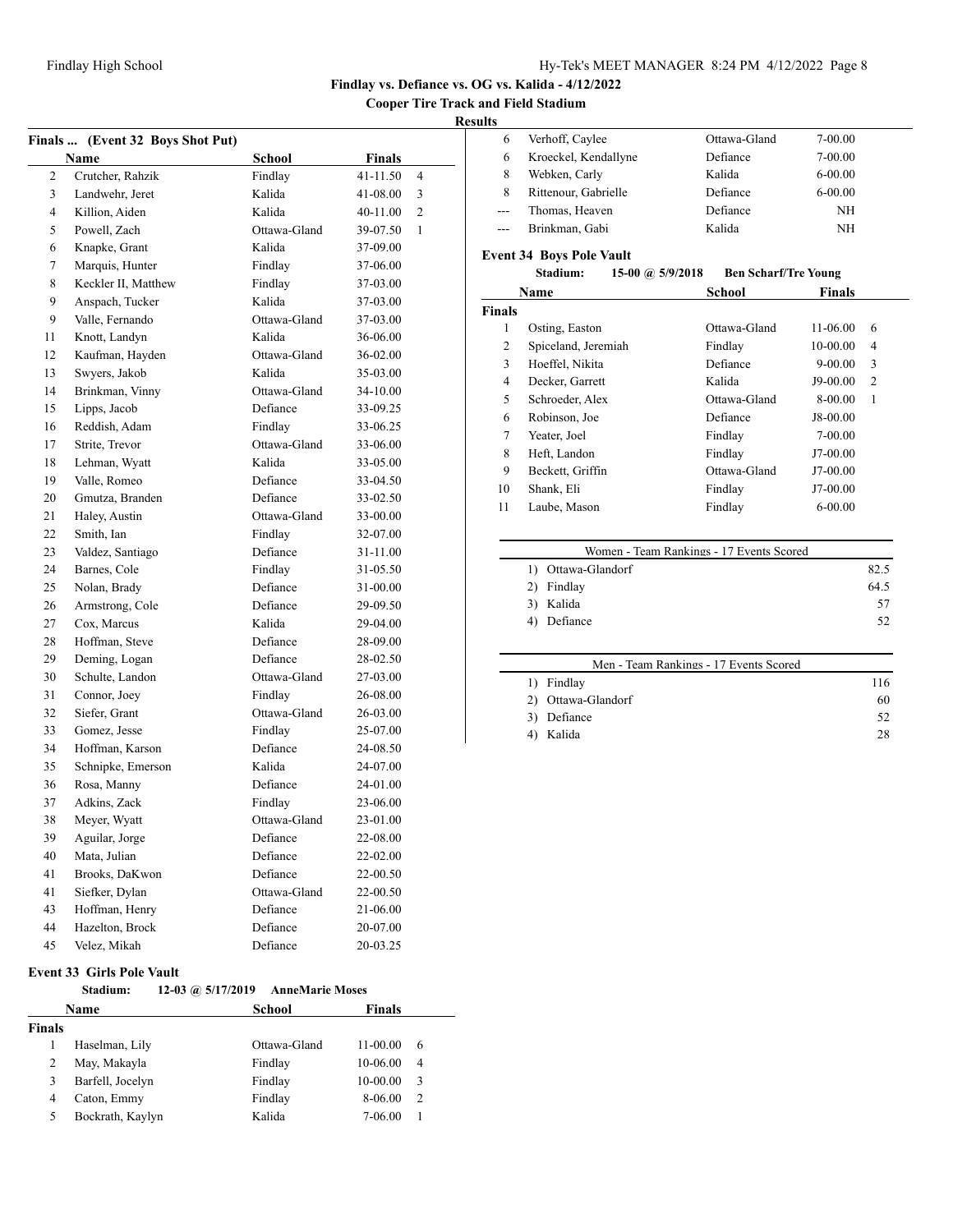Findlay vs. Defiance vs. OG vs. Kalida - 4/12/2022

Cooper Tire Track and Field Stadium

**Results**

**Finals ... (Event 32 Boys Shot Put)**

| | Name | School | Finals | |
|---|---|---|---|---|
| 2 | Crutcher, Rahzik | Findlay | 41-11.50 | 4 |
| 3 | Landwehr, Jeret | Kalida | 41-08.00 | 3 |
| 4 | Killion, Aiden | Kalida | 40-11.00 | 2 |
| 5 | Powell, Zach | Ottawa-Gland | 39-07.50 | 1 |
| 6 | Knapke, Grant | Kalida | 37-09.00 | |
| 7 | Marquis, Hunter | Findlay | 37-06.00 | |
| 8 | Keckler II, Matthew | Findlay | 37-03.00 | |
| 9 | Anspach, Tucker | Kalida | 37-03.00 | |
| 9 | Valle, Fernando | Ottawa-Gland | 37-03.00 | |
| 11 | Knott, Landyn | Kalida | 36-06.00 | |
| 12 | Kaufman, Hayden | Ottawa-Gland | 36-02.00 | |
| 13 | Swyers, Jakob | Kalida | 35-03.00 | |
| 14 | Brinkman, Vinny | Ottawa-Gland | 34-10.00 | |
| 15 | Lipps, Jacob | Defiance | 33-09.25 | |
| 16 | Reddish, Adam | Findlay | 33-06.25 | |
| 17 | Strite, Trevor | Ottawa-Gland | 33-06.00 | |
| 18 | Lehman, Wyatt | Kalida | 33-05.00 | |
| 19 | Valle, Romeo | Defiance | 33-04.50 | |
| 20 | Gmutza, Branden | Defiance | 33-02.50 | |
| 21 | Haley, Austin | Ottawa-Gland | 33-00.00 | |
| 22 | Smith, Ian | Findlay | 32-07.00 | |
| 23 | Valdez, Santiago | Defiance | 31-11.00 | |
| 24 | Barnes, Cole | Findlay | 31-05.50 | |
| 25 | Nolan, Brady | Defiance | 31-00.00 | |
| 26 | Armstrong, Cole | Defiance | 29-09.50 | |
| 27 | Cox, Marcus | Kalida | 29-04.00 | |
| 28 | Hoffman, Steve | Defiance | 28-09.00 | |
| 29 | Deming, Logan | Defiance | 28-02.50 | |
| 30 | Schulte, Landon | Ottawa-Gland | 27-03.00 | |
| 31 | Connor, Joey | Findlay | 26-08.00 | |
| 32 | Siefer, Grant | Ottawa-Gland | 26-03.00 | |
| 33 | Gomez, Jesse | Findlay | 25-07.00 | |
| 34 | Hoffman, Karson | Defiance | 24-08.50 | |
| 35 | Schnipke, Emerson | Kalida | 24-07.00 | |
| 36 | Rosa, Manny | Defiance | 24-01.00 | |
| 37 | Adkins, Zack | Findlay | 23-06.00 | |
| 38 | Meyer, Wyatt | Ottawa-Gland | 23-01.00 | |
| 39 | Aguilar, Jorge | Defiance | 22-08.00 | |
| 40 | Mata, Julian | Defiance | 22-02.00 | |
| 41 | Brooks, DaKwon | Defiance | 22-00.50 | |
| 41 | Siefker, Dylan | Ottawa-Gland | 22-00.50 | |
| 43 | Hoffman, Henry | Defiance | 21-06.00 | |
| 44 | Hazelton, Brock | Defiance | 20-07.00 | |
| 45 | Velez, Mikah | Defiance | 20-03.25 | |

**Event 33 Girls Pole Vault**

**Stadium: 12-03 @ 5/17/2019 AnneMarie Moses**

| | Name | School | Finals | |
|---|---|---|---|---|
| **Finals** | | | | |
| 1 | Haselman, Lily | Ottawa-Gland | 11-00.00 | 6 |
| 2 | May, Makayla | Findlay | 10-06.00 | 4 |
| 3 | Barfell, Jocelyn | Findlay | 10-00.00 | 3 |
| 4 | Caton, Emmy | Findlay | 8-06.00 | 2 |
| 5 | Bockrath, Kaylyn | Kalida | 7-06.00 | 1 |
| 6 | Verhoff, Caylee | Ottawa-Gland | 7-00.00 | |
| 6 | Kroeckel, Kendallyne | Defiance | 7-00.00 | |
| 8 | Webken, Carly | Kalida | 6-00.00 | |
| 8 | Rittenour, Gabrielle | Defiance | 6-00.00 | |
| --- | Thomas, Heaven | Defiance | NH | |
| --- | Brinkman, Gabi | Kalida | NH | |

**Event 34 Boys Pole Vault**

**Stadium: 15-00 @ 5/9/2018 Ben Scharf/Tre Young**

| | Name | School | Finals | |
|---|---|---|---|---|
| **Finals** | | | | |
| 1 | Osting, Easton | Ottawa-Gland | 11-06.00 | 6 |
| 2 | Spiceland, Jeremiah | Findlay | 10-00.00 | 4 |
| 3 | Hoeffel, Nikita | Defiance | 9-00.00 | 3 |
| 4 | Decker, Garrett | Kalida | J9-00.00 | 2 |
| 5 | Schroeder, Alex | Ottawa-Gland | 8-00.00 | 1 |
| 6 | Robinson, Joe | Defiance | J8-00.00 | |
| 7 | Yeater, Joel | Findlay | 7-00.00 | |
| 8 | Heft, Landon | Findlay | J7-00.00 | |
| 9 | Beckett, Griffin | Ottawa-Gland | J7-00.00 | |
| 10 | Shank, Eli | Findlay | J7-00.00 | |
| 11 | Laube, Mason | Findlay | 6-00.00 | |

**Women - Team Rankings - 17 Events Scored**

| | | |
|---|---|---|
| 1) | Ottawa-Glandorf | 82.5 |
| 2) | Findlay | 64.5 |
| 3) | Kalida | 57 |
| 4) | Defiance | 52 |

**Men - Team Rankings - 17 Events Scored**

| | | |
|---|---|---|
| 1) | Findlay | 116 |
| 2) | Ottawa-Glandorf | 60 |
| 3) | Defiance | 52 |
| 4) | Kalida | 28 |